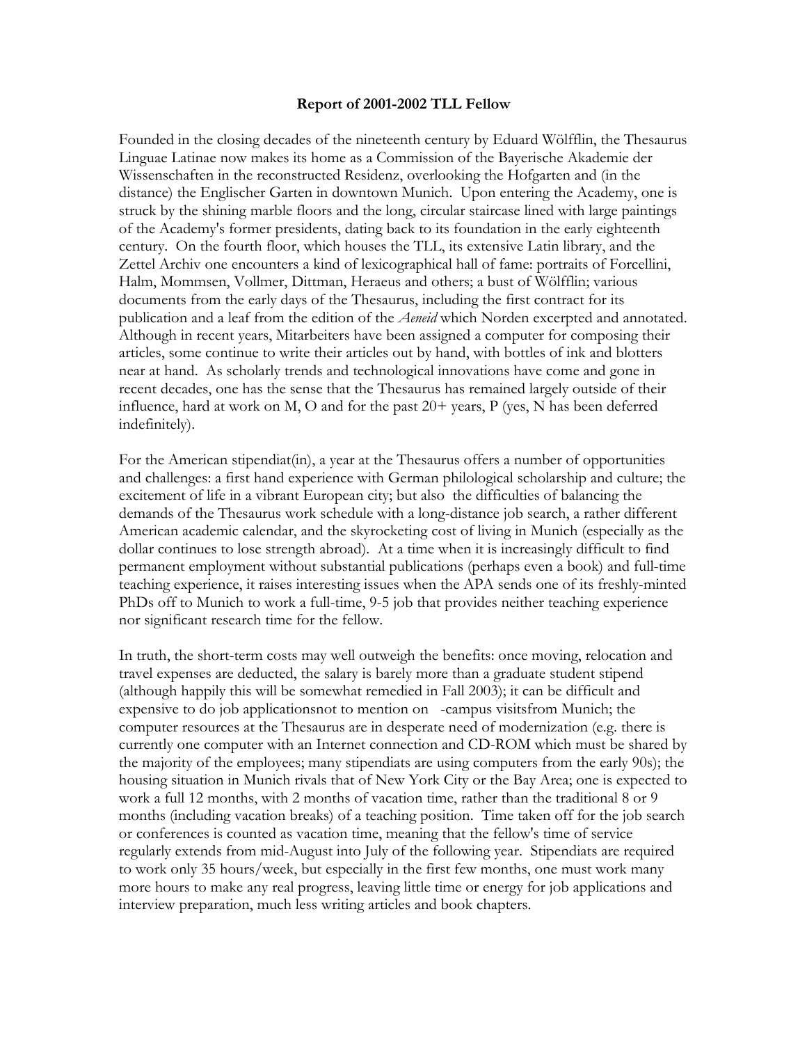**Report of 2001-2002 TLL Fellow**

Founded in the closing decades of the nineteenth century by Eduard Wölfflin, the Thesaurus Linguae Latinae now makes its home as a Commission of the Bayerische Akademie der Wissenschaften in the reconstructed Residenz, overlooking the Hofgarten and (in the distance) the Englischer Garten in downtown Munich. Upon entering the Academy, one is struck by the shining marble floors and the long, circular staircase lined with large paintings of the Academy's former presidents, dating back to its foundation in the early eighteenth century. On the fourth floor, which houses the TLL, its extensive Latin library, and the Zettel Archiv one encounters a kind of lexicographical hall of fame: portraits of Forcellini, Halm, Mommsen, Vollmer, Dittman, Heraeus and others; a bust of Wölfflin; various documents from the early days of the Thesaurus, including the first contract for its publication and a leaf from the edition of the *Aeneid* which Norden excerpted and annotated. Although in recent years, Mitarbeiters have been assigned a computer for composing their articles, some continue to write their articles out by hand, with bottles of ink and blotters near at hand. As scholarly trends and technological innovations have come and gone in recent decades, one has the sense that the Thesaurus has remained largely outside of their influence, hard at work on M, O and for the past 20+ years, P (yes, N has been deferred indefinitely).

For the American stipendiat(in), a year at the Thesaurus offers a number of opportunities and challenges: a first hand experience with German philological scholarship and culture; the excitement of life in a vibrant European city; but also the difficulties of balancing the demands of the Thesaurus work schedule with a long-distance job search, a rather different American academic calendar, and the skyrocketing cost of living in Munich (especially as the dollar continues to lose strength abroad). At a time when it is increasingly difficult to find permanent employment without substantial publications (perhaps even a book) and full-time teaching experience, it raises interesting issues when the APA sends one of its freshly-minted PhDs off to Munich to work a full-time, 9-5 job that provides neither teaching experience nor significant research time for the fellow.

In truth, the short-term costs may well outweigh the benefits: once moving, relocation and travel expenses are deducted, the salary is barely more than a graduate student stipend (although happily this will be somewhat remedied in Fall 2003); it can be difficult and expensive to do job applicationsnot to mention on -campus visitsfrom Munich; the computer resources at the Thesaurus are in desperate need of modernization (e.g. there is currently one computer with an Internet connection and CD-ROM which must be shared by the majority of the employees; many stipendiats are using computers from the early 90s); the housing situation in Munich rivals that of New York City or the Bay Area; one is expected to work a full 12 months, with 2 months of vacation time, rather than the traditional 8 or 9 months (including vacation breaks) of a teaching position. Time taken off for the job search or conferences is counted as vacation time, meaning that the fellow's time of service regularly extends from mid-August into July of the following year. Stipendiats are required to work only 35 hours/week, but especially in the first few months, one must work many more hours to make any real progress, leaving little time or energy for job applications and interview preparation, much less writing articles and book chapters.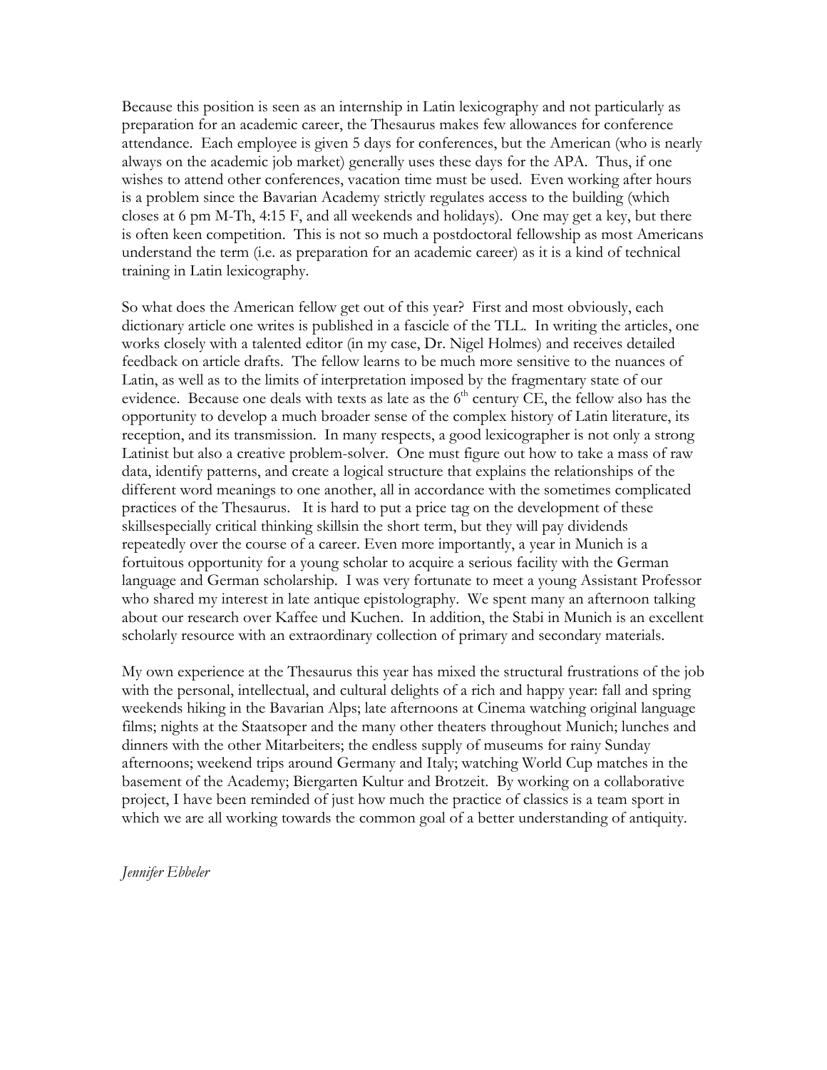Because this position is seen as an internship in Latin lexicography and not particularly as preparation for an academic career, the Thesaurus makes few allowances for conference attendance. Each employee is given 5 days for conferences, but the American (who is nearly always on the academic job market) generally uses these days for the APA. Thus, if one wishes to attend other conferences, vacation time must be used. Even working after hours is a problem since the Bavarian Academy strictly regulates access to the building (which closes at 6 pm M-Th, 4:15 F, and all weekends and holidays). One may get a key, but there is often keen competition. This is not so much a postdoctoral fellowship as most Americans understand the term (i.e. as preparation for an academic career) as it is a kind of technical training in Latin lexicography.

So what does the American fellow get out of this year? First and most obviously, each dictionary article one writes is published in a fascicle of the TLL. In writing the articles, one works closely with a talented editor (in my case, Dr. Nigel Holmes) and receives detailed feedback on article drafts. The fellow learns to be much more sensitive to the nuances of Latin, as well as to the limits of interpretation imposed by the fragmentary state of our evidence. Because one deals with texts as late as the 6th century CE, the fellow also has the opportunity to develop a much broader sense of the complex history of Latin literature, its reception, and its transmission. In many respects, a good lexicographer is not only a strong Latinist but also a creative problem-solver. One must figure out how to take a mass of raw data, identify patterns, and create a logical structure that explains the relationships of the different word meanings to one another, all in accordance with the sometimes complicated practices of the Thesaurus. It is hard to put a price tag on the development of these skillsespecially critical thinking skillsin the short term, but they will pay dividends repeatedly over the course of a career. Even more importantly, a year in Munich is a fortuitous opportunity for a young scholar to acquire a serious facility with the German language and German scholarship. I was very fortunate to meet a young Assistant Professor who shared my interest in late antique epistolography. We spent many an afternoon talking about our research over Kaffee und Kuchen. In addition, the Stabi in Munich is an excellent scholarly resource with an extraordinary collection of primary and secondary materials.

My own experience at the Thesaurus this year has mixed the structural frustrations of the job with the personal, intellectual, and cultural delights of a rich and happy year: fall and spring weekends hiking in the Bavarian Alps; late afternoons at Cinema watching original language films; nights at the Staatsoper and the many other theaters throughout Munich; lunches and dinners with the other Mitarbeiters; the endless supply of museums for rainy Sunday afternoons; weekend trips around Germany and Italy; watching World Cup matches in the basement of the Academy; Biergarten Kultur and Brotzeit. By working on a collaborative project, I have been reminded of just how much the practice of classics is a team sport in which we are all working towards the common goal of a better understanding of antiquity.

*Jennifer Ebbeler*